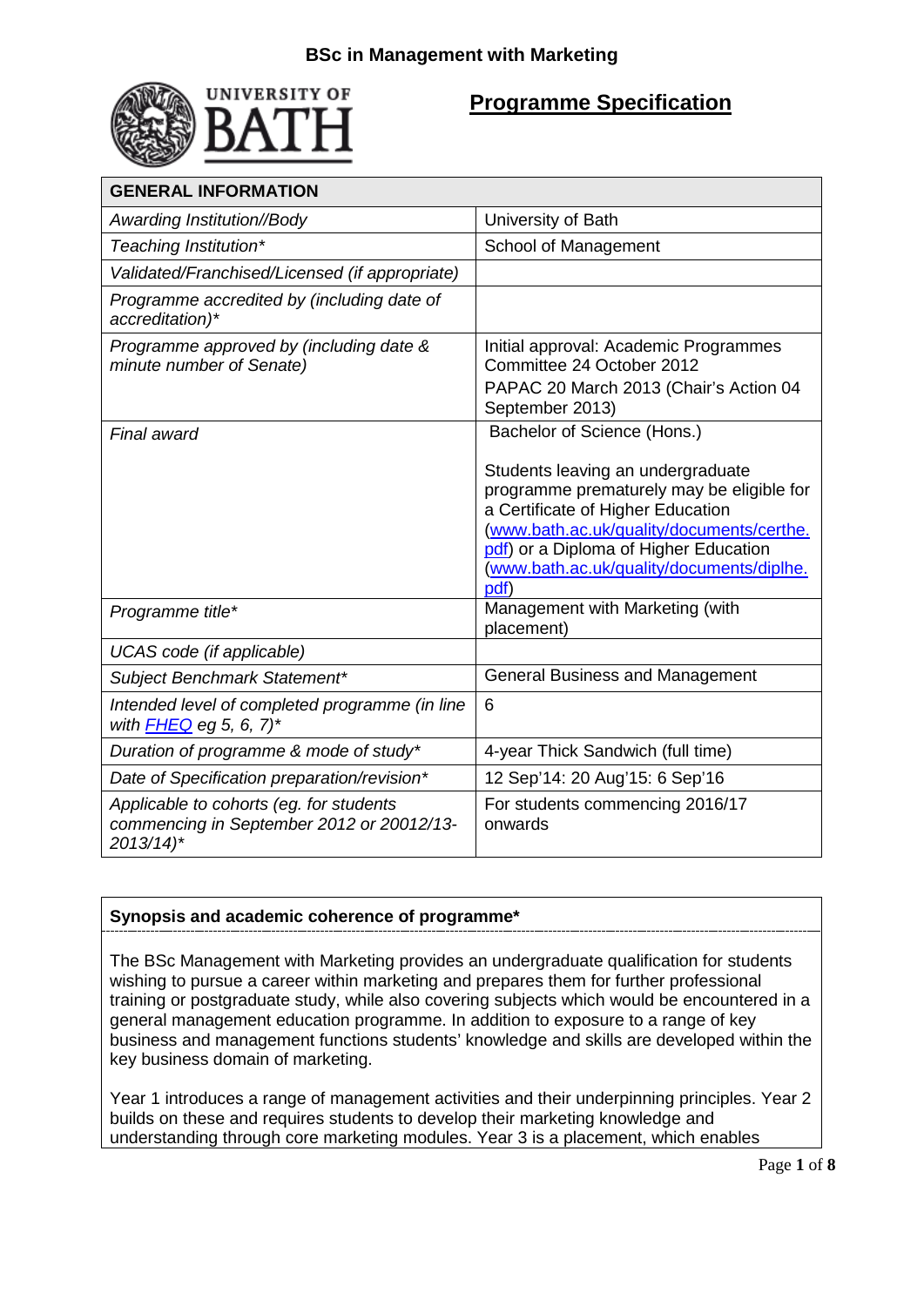# BSc in Management with Marketing

## Programme Specification

| GENERAL INFORMATION | |
|---|---|
| *Awarding Institution//Body* | University of Bath |
| *Teaching Institution** | School of Management |
| *Validated/Franchised/Licensed (if appropriate)* | |
| *Programme accredited by (including date of accreditation)** | |
| *Programme approved by (including date & minute number of Senate)* | Initial approval: Academic Programmes Committee 24 October 2012<br>PAPAC 20 March 2013 (Chair's Action 04 September 2013) |
| *Final award* | Bachelor of Science (Hons.)<br><br>Students leaving an undergraduate programme prematurely may be eligible for a Certificate of Higher Education ([www.bath.ac.uk/quality/documents/certhe.pdf](www.bath.ac.uk/quality/documents/certhe.pdf)) or a Diploma of Higher Education ([www.bath.ac.uk/quality/documents/diplhe.pdf](www.bath.ac.uk/quality/documents/diplhe.pdf)) |
| *Programme title** | Management with Marketing (with placement) |
| *UCAS code (if applicable)* | |
| *Subject Benchmark Statement** | General Business and Management |
| *Intended level of completed programme (in line with [FHEQ](FHEQ) eg 5, 6, 7)** | 6 |
| *Duration of programme & mode of study** | 4-year Thick Sandwich (full time) |
| *Date of Specification preparation/revision** | 12 Sep'14: 20 Aug'15: 6 Sep'16 |
| *Applicable to cohorts (eg. for students commencing in September 2012 or 20012/13-2013/14)** | For students commencing 2016/17 onwards |

**Synopsis and academic coherence of programme***

The BSc Management with Marketing provides an undergraduate qualification for students wishing to pursue a career within marketing and prepares them for further professional training or postgraduate study, while also covering subjects which would be encountered in a general management education programme. In addition to exposure to a range of key business and management functions students' knowledge and skills are developed within the key business domain of marketing.

Year 1 introduces a range of management activities and their underpinning principles. Year 2 builds on these and requires students to develop their marketing knowledge and understanding through core marketing modules. Year 3 is a placement, which enables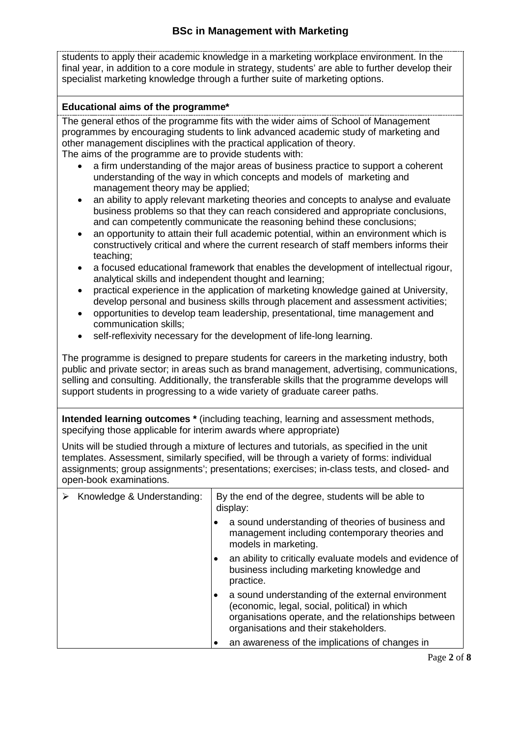students to apply their academic knowledge in a marketing workplace environment. In the final year, in addition to a core module in strategy, students' are able to further develop their specialist marketing knowledge through a further suite of marketing options.

**Educational aims of the programme***

The general ethos of the programme fits with the wider aims of School of Management programmes by encouraging students to link advanced academic study of marketing and other management disciplines with the practical application of theory.

The aims of the programme are to provide students with:

- a firm understanding of the major areas of business practice to support a coherent understanding of the way in which concepts and models of marketing and management theory may be applied;
- an ability to apply relevant marketing theories and concepts to analyse and evaluate business problems so that they can reach considered and appropriate conclusions, and can competently communicate the reasoning behind these conclusions;
- an opportunity to attain their full academic potential, within an environment which is constructively critical and where the current research of staff members informs their teaching;
- a focused educational framework that enables the development of intellectual rigour, analytical skills and independent thought and learning;
- practical experience in the application of marketing knowledge gained at University, develop personal and business skills through placement and assessment activities;
- opportunities to develop team leadership, presentational, time management and communication skills;
- self-reflexivity necessary for the development of life-long learning.

The programme is designed to prepare students for careers in the marketing industry, both public and private sector; in areas such as brand management, advertising, communications, selling and consulting. Additionally, the transferable skills that the programme develops will support students in progressing to a wide variety of graduate career paths.

**Intended learning outcomes *** (including teaching, learning and assessment methods, specifying those applicable for interim awards where appropriate)

Units will be studied through a mixture of lectures and tutorials, as specified in the unit templates. Assessment, similarly specified, will be through a variety of forms: individual assignments; group assignments'; presentations; exercises; in-class tests, and closed- and open-book examinations.

| | |
|---|---|
| ➢ Knowledge & Understanding: | By the end of the degree, students will be able to display:<br>• a sound understanding of theories of business and management including contemporary theories and models in marketing.<br>• an ability to critically evaluate models and evidence of business including marketing knowledge and practice.<br>• a sound understanding of the external environment (economic, legal, social, political) in which organisations operate, and the relationships between organisations and their stakeholders.<br>• an awareness of the implications of changes in |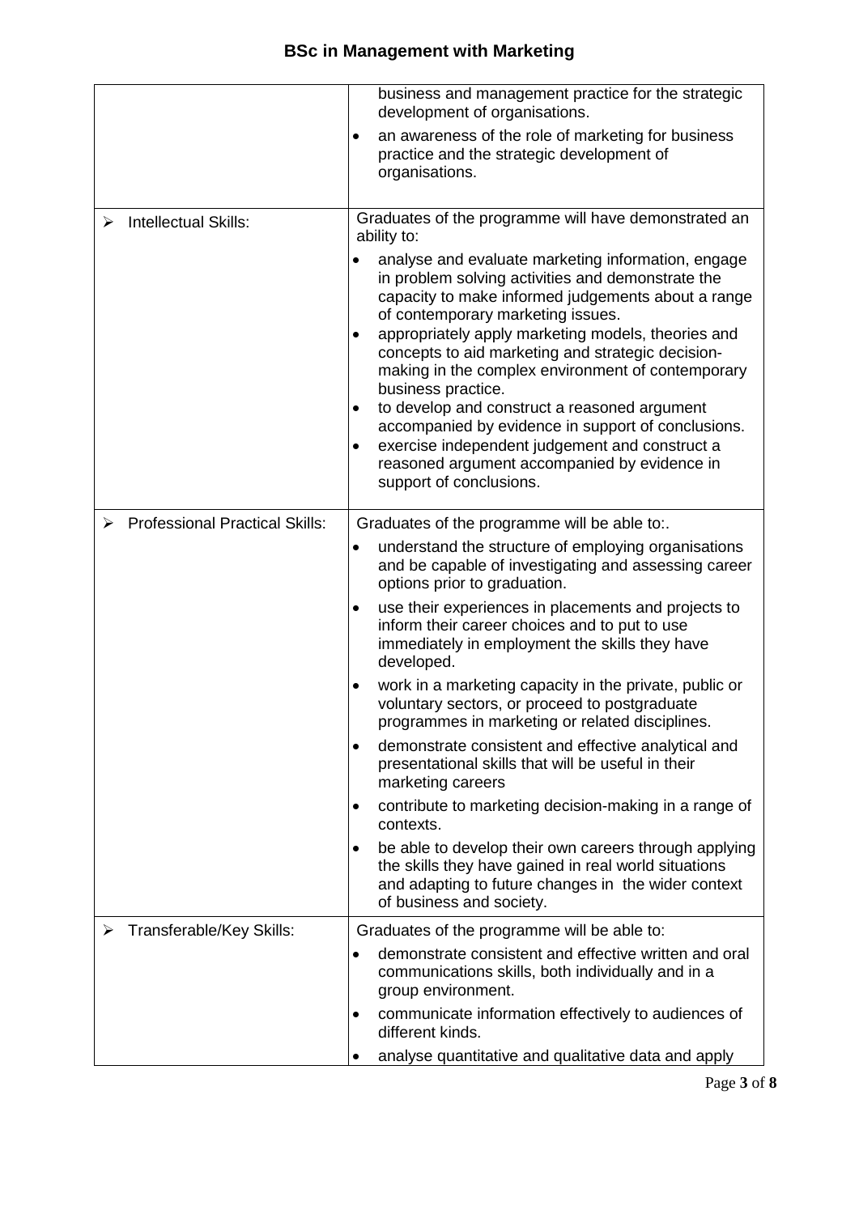| | |
|---|---|
| | business and management practice for the strategic development of organisations.<br>• an awareness of the role of marketing for business practice and the strategic development of organisations. |
| ➢ Intellectual Skills: | Graduates of the programme will have demonstrated an ability to:<br>• analyse and evaluate marketing information, engage in problem solving activities and demonstrate the capacity to make informed judgements about a range of contemporary marketing issues.<br>• appropriately apply marketing models, theories and concepts to aid marketing and strategic decision-making in the complex environment of contemporary business practice.<br>• to develop and construct a reasoned argument accompanied by evidence in support of conclusions.<br>• exercise independent judgement and construct a reasoned argument accompanied by evidence in support of conclusions. |
| ➢ Professional Practical Skills: | Graduates of the programme will be able to:.<br>• understand the structure of employing organisations and be capable of investigating and assessing career options prior to graduation.<br>• use their experiences in placements and projects to inform their career choices and to put to use immediately in employment the skills they have developed.<br>• work in a marketing capacity in the private, public or voluntary sectors, or proceed to postgraduate programmes in marketing or related disciplines.<br>• demonstrate consistent and effective analytical and presentational skills that will be useful in their marketing careers<br>• contribute to marketing decision-making in a range of contexts.<br>• be able to develop their own careers through applying the skills they have gained in real world situations and adapting to future changes in the wider context of business and society. |
| ➢ Transferable/Key Skills: | Graduates of the programme will be able to:<br>• demonstrate consistent and effective written and oral communications skills, both individually and in a group environment.<br>• communicate information effectively to audiences of different kinds.<br>• analyse quantitative and qualitative data and apply |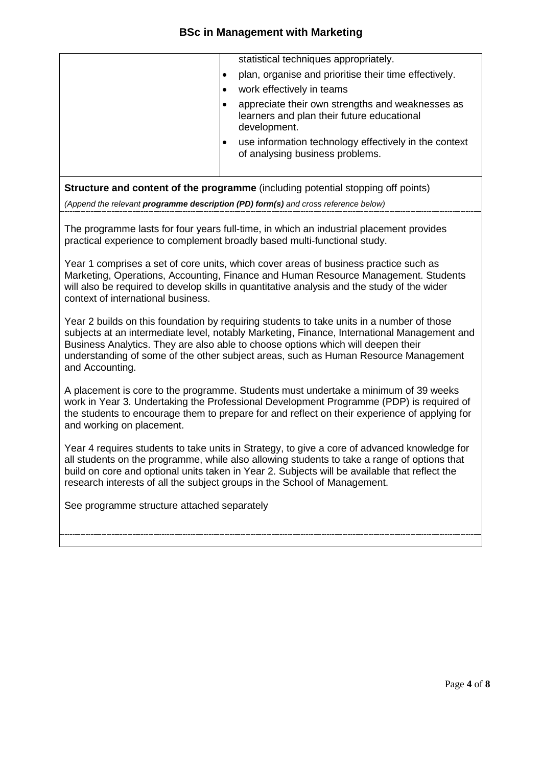| | statistical techniques appropriately.<br>• plan, organise and prioritise their time effectively.<br>• work effectively in teams<br>• appreciate their own strengths and weaknesses as learners and plan their future educational development.<br>• use information technology effectively in the context of analysing business problems. |
|---|---|

**Structure and content of the programme** (including potential stopping off points)

*(Append the relevant **programme description (PD) form(s)** and cross reference below)*

The programme lasts for four years full-time, in which an industrial placement provides practical experience to complement broadly based multi-functional study.

Year 1 comprises a set of core units, which cover areas of business practice such as Marketing, Operations, Accounting, Finance and Human Resource Management. Students will also be required to develop skills in quantitative analysis and the study of the wider context of international business.

Year 2 builds on this foundation by requiring students to take units in a number of those subjects at an intermediate level, notably Marketing, Finance, International Management and Business Analytics. They are also able to choose options which will deepen their understanding of some of the other subject areas, such as Human Resource Management and Accounting.

A placement is core to the programme. Students must undertake a minimum of 39 weeks work in Year 3. Undertaking the Professional Development Programme (PDP) is required of the students to encourage them to prepare for and reflect on their experience of applying for and working on placement.

Year 4 requires students to take units in Strategy, to give a core of advanced knowledge for all students on the programme, while also allowing students to take a range of options that build on core and optional units taken in Year 2. Subjects will be available that reflect the research interests of all the subject groups in the School of Management.

See programme structure attached separately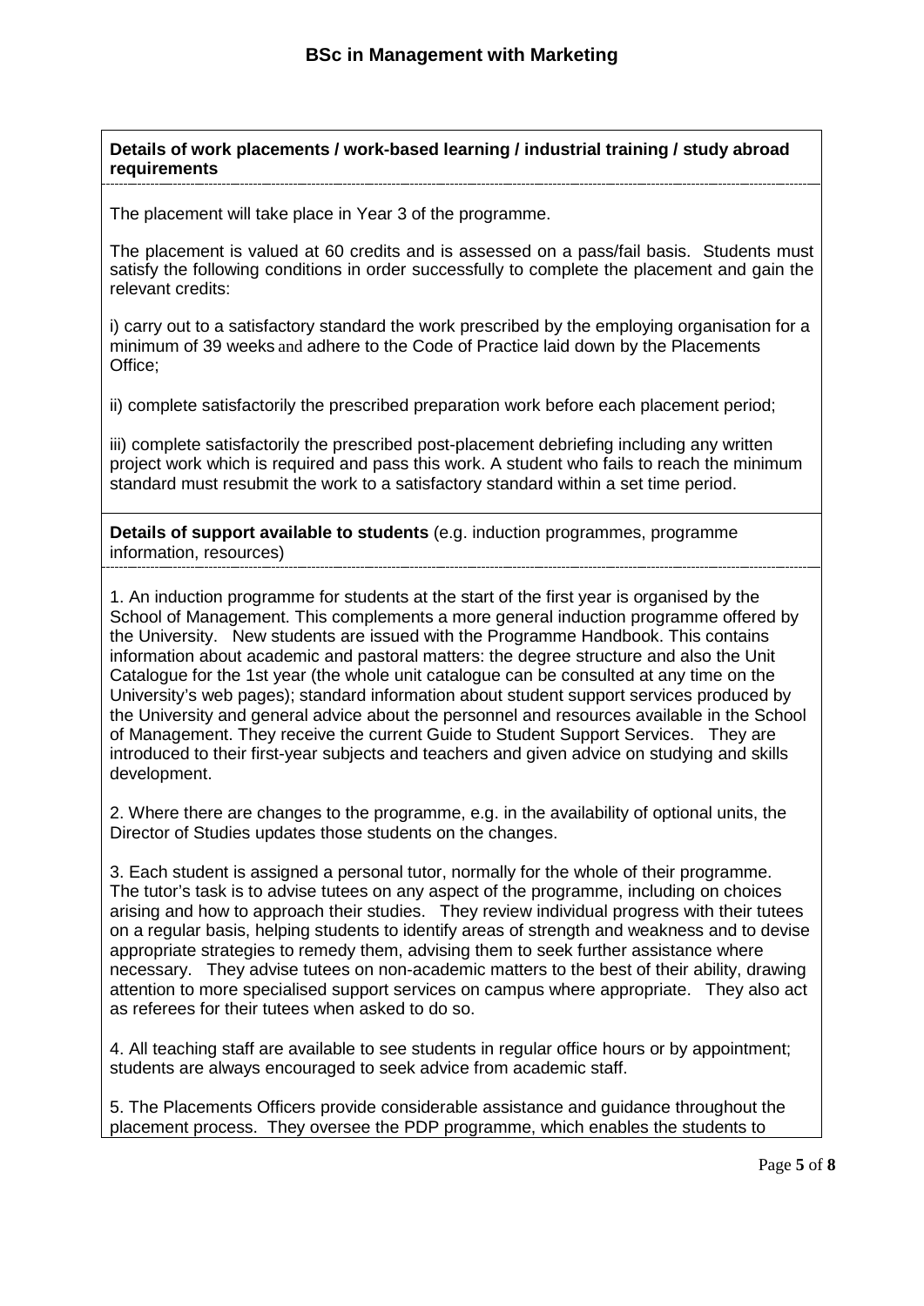# BSc in Management with Marketing

**Details of work placements / work-based learning / industrial training / study abroad requirements**

The placement will take place in Year 3 of the programme.

The placement is valued at 60 credits and is assessed on a pass/fail basis. Students must satisfy the following conditions in order successfully to complete the placement and gain the relevant credits:

i) carry out to a satisfactory standard the work prescribed by the employing organisation for a minimum of 39 weeks and adhere to the Code of Practice laid down by the Placements Office;

ii) complete satisfactorily the prescribed preparation work before each placement period;

iii) complete satisfactorily the prescribed post-placement debriefing including any written project work which is required and pass this work. A student who fails to reach the minimum standard must resubmit the work to a satisfactory standard within a set time period.

**Details of support available to students** (e.g. induction programmes, programme information, resources)

1. An induction programme for students at the start of the first year is organised by the School of Management. This complements a more general induction programme offered by the University. New students are issued with the Programme Handbook. This contains information about academic and pastoral matters: the degree structure and also the Unit Catalogue for the 1st year (the whole unit catalogue can be consulted at any time on the University's web pages); standard information about student support services produced by the University and general advice about the personnel and resources available in the School of Management. They receive the current Guide to Student Support Services. They are introduced to their first-year subjects and teachers and given advice on studying and skills development.

2. Where there are changes to the programme, e.g. in the availability of optional units, the Director of Studies updates those students on the changes.

3. Each student is assigned a personal tutor, normally for the whole of their programme. The tutor's task is to advise tutees on any aspect of the programme, including on choices arising and how to approach their studies. They review individual progress with their tutees on a regular basis, helping students to identify areas of strength and weakness and to devise appropriate strategies to remedy them, advising them to seek further assistance where necessary. They advise tutees on non-academic matters to the best of their ability, drawing attention to more specialised support services on campus where appropriate. They also act as referees for their tutees when asked to do so.

4. All teaching staff are available to see students in regular office hours or by appointment; students are always encouraged to seek advice from academic staff.

5. The Placements Officers provide considerable assistance and guidance throughout the placement process. They oversee the PDP programme, which enables the students to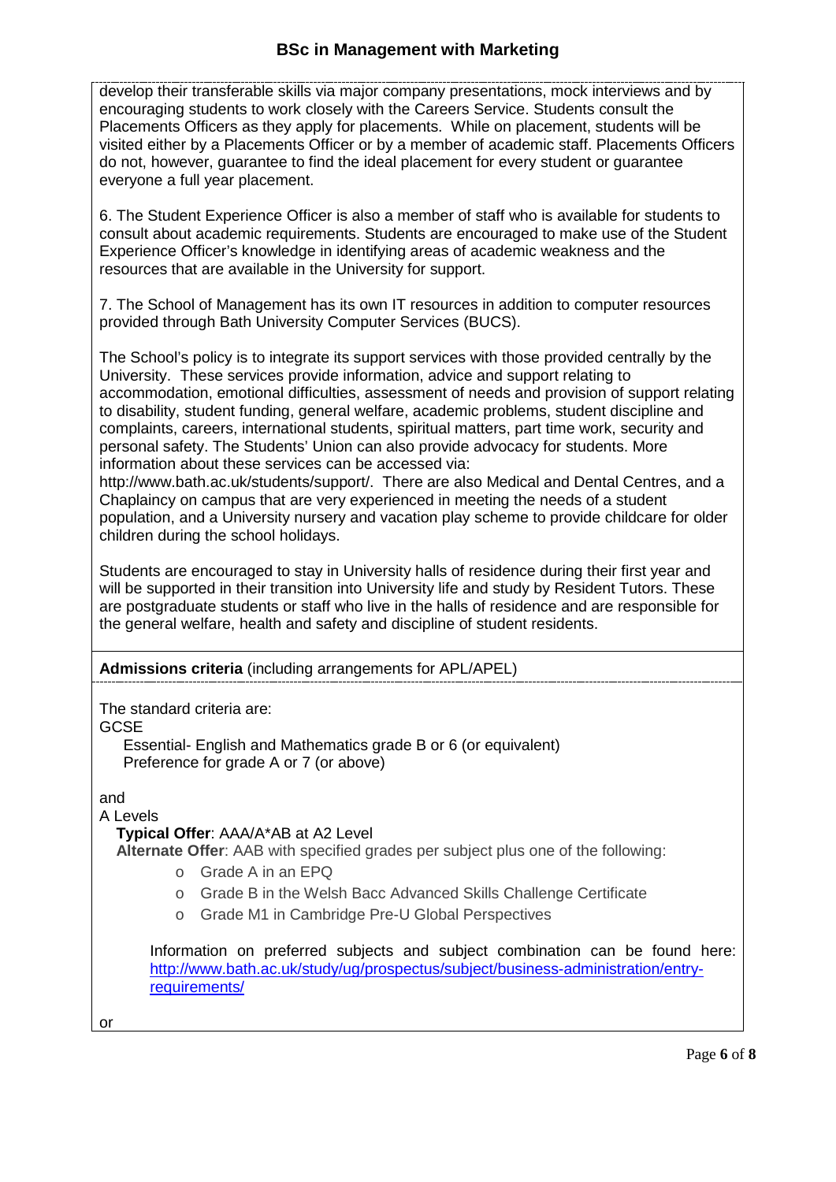develop their transferable skills via major company presentations, mock interviews and by encouraging students to work closely with the Careers Service. Students consult the Placements Officers as they apply for placements. While on placement, students will be visited either by a Placements Officer or by a member of academic staff. Placements Officers do not, however, guarantee to find the ideal placement for every student or guarantee everyone a full year placement.

6. The Student Experience Officer is also a member of staff who is available for students to consult about academic requirements. Students are encouraged to make use of the Student Experience Officer's knowledge in identifying areas of academic weakness and the resources that are available in the University for support.

7. The School of Management has its own IT resources in addition to computer resources provided through Bath University Computer Services (BUCS).

The School's policy is to integrate its support services with those provided centrally by the University. These services provide information, advice and support relating to accommodation, emotional difficulties, assessment of needs and provision of support relating to disability, student funding, general welfare, academic problems, student discipline and complaints, careers, international students, spiritual matters, part time work, security and personal safety. The Students' Union can also provide advocacy for students. More information about these services can be accessed via: http://www.bath.ac.uk/students/support/. There are also Medical and Dental Centres, and a Chaplaincy on campus that are very experienced in meeting the needs of a student population, and a University nursery and vacation play scheme to provide childcare for older children during the school holidays.

Students are encouraged to stay in University halls of residence during their first year and will be supported in their transition into University life and study by Resident Tutors. These are postgraduate students or staff who live in the halls of residence and are responsible for the general welfare, health and safety and discipline of student residents.

**Admissions criteria** (including arrangements for APL/APEL)

The standard criteria are:

GCSE

Essential- English and Mathematics grade B or 6 (or equivalent)
Preference for grade A or 7 (or above)

and

A Levels

**Typical Offer**: AAA/A*AB at A2 Level

**Alternate Offer**: AAB with specified grades per subject plus one of the following:

- Grade A in an EPQ
- Grade B in the Welsh Bacc Advanced Skills Challenge Certificate
- Grade M1 in Cambridge Pre-U Global Perspectives

Information on preferred subjects and subject combination can be found here: [http://www.bath.ac.uk/study/ug/prospectus/subject/business-administration/entry-requirements/](http://www.bath.ac.uk/study/ug/prospectus/subject/business-administration/entry-requirements/)

or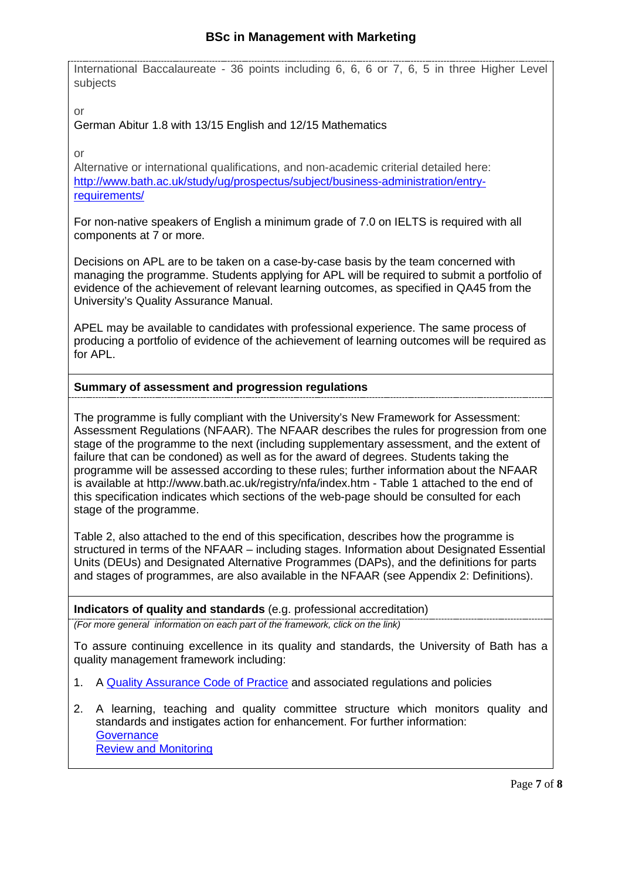# BSc in Management with Marketing

International Baccalaureate - 36 points including 6, 6, 6 or 7, 6, 5 in three Higher Level subjects

or

German Abitur 1.8 with 13/15 English and 12/15 Mathematics

or

Alternative or international qualifications, and non-academic criterial detailed here: [http://www.bath.ac.uk/study/ug/prospectus/subject/business-administration/entry-requirements/](http://www.bath.ac.uk/study/ug/prospectus/subject/business-administration/entry-requirements/)

For non-native speakers of English a minimum grade of 7.0 on IELTS is required with all components at 7 or more.

Decisions on APL are to be taken on a case-by-case basis by the team concerned with managing the programme. Students applying for APL will be required to submit a portfolio of evidence of the achievement of relevant learning outcomes, as specified in QA45 from the University's Quality Assurance Manual.

APEL may be available to candidates with professional experience. The same process of producing a portfolio of evidence of the achievement of learning outcomes will be required as for APL.

**Summary of assessment and progression regulations**

The programme is fully compliant with the University's New Framework for Assessment: Assessment Regulations (NFAAR). The NFAAR describes the rules for progression from one stage of the programme to the next (including supplementary assessment, and the extent of failure that can be condoned) as well as for the award of degrees. Students taking the programme will be assessed according to these rules; further information about the NFAAR is available at http://www.bath.ac.uk/registry/nfa/index.htm - Table 1 attached to the end of this specification indicates which sections of the web-page should be consulted for each stage of the programme.

Table 2, also attached to the end of this specification, describes how the programme is structured in terms of the NFAAR – including stages. Information about Designated Essential Units (DEUs) and Designated Alternative Programmes (DAPs), and the definitions for parts and stages of programmes, are also available in the NFAAR (see Appendix 2: Definitions).

**Indicators of quality and standards** (e.g. professional accreditation)

*(For more general information on each part of the framework, click on the link)*

To assure continuing excellence in its quality and standards, the University of Bath has a quality management framework including:

1. A Quality Assurance Code of Practice and associated regulations and policies
2. A learning, teaching and quality committee structure which monitors quality and standards and instigates action for enhancement. For further information:
   Governance
   Review and Monitoring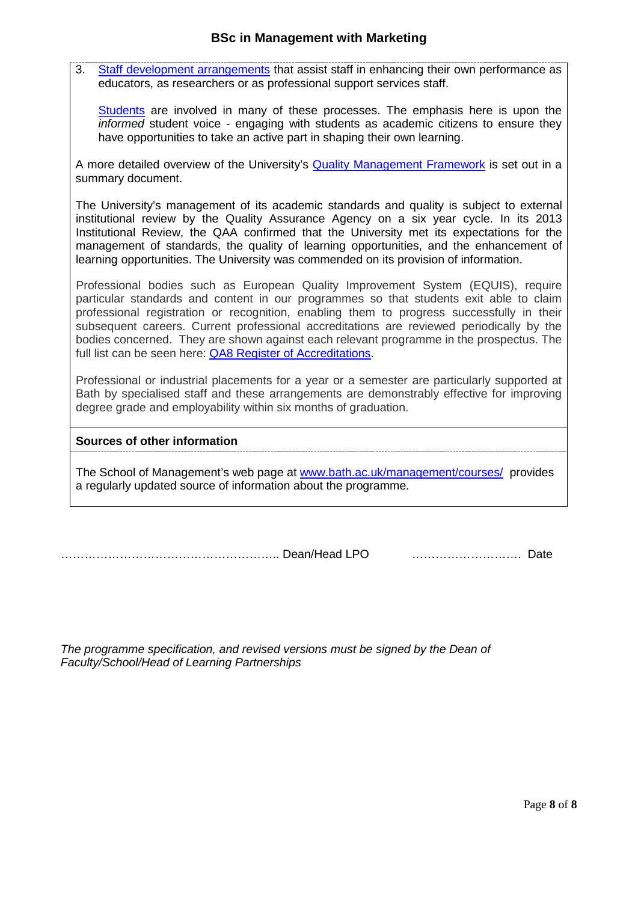3. Staff development arrangements that assist staff in enhancing their own performance as educators, as researchers or as professional support services staff.

   Students are involved in many of these processes. The emphasis here is upon the *informed* student voice - engaging with students as academic citizens to ensure they have opportunities to take an active part in shaping their own learning.

A more detailed overview of the University's Quality Management Framework is set out in a summary document.

The University's management of its academic standards and quality is subject to external institutional review by the Quality Assurance Agency on a six year cycle. In its 2013 Institutional Review, the QAA confirmed that the University met its expectations for the management of standards, the quality of learning opportunities, and the enhancement of learning opportunities. The University was commended on its provision of information.

Professional bodies such as European Quality Improvement System (EQUIS), require particular standards and content in our programmes so that students exit able to claim professional registration or recognition, enabling them to progress successfully in their subsequent careers. Current professional accreditations are reviewed periodically by the bodies concerned. They are shown against each relevant programme in the prospectus. The full list can be seen here: QA8 Register of Accreditations.

Professional or industrial placements for a year or a semester are particularly supported at Bath by specialised staff and these arrangements are demonstrably effective for improving degree grade and employability within six months of graduation.

**Sources of other information**

The School of Management's web page at www.bath.ac.uk/management/courses/ provides a regularly updated source of information about the programme.

……………………………………………….. Dean/Head LPO ……………………… Date

*The programme specification, and revised versions must be signed by the Dean of Faculty/School/Head of Learning Partnerships*